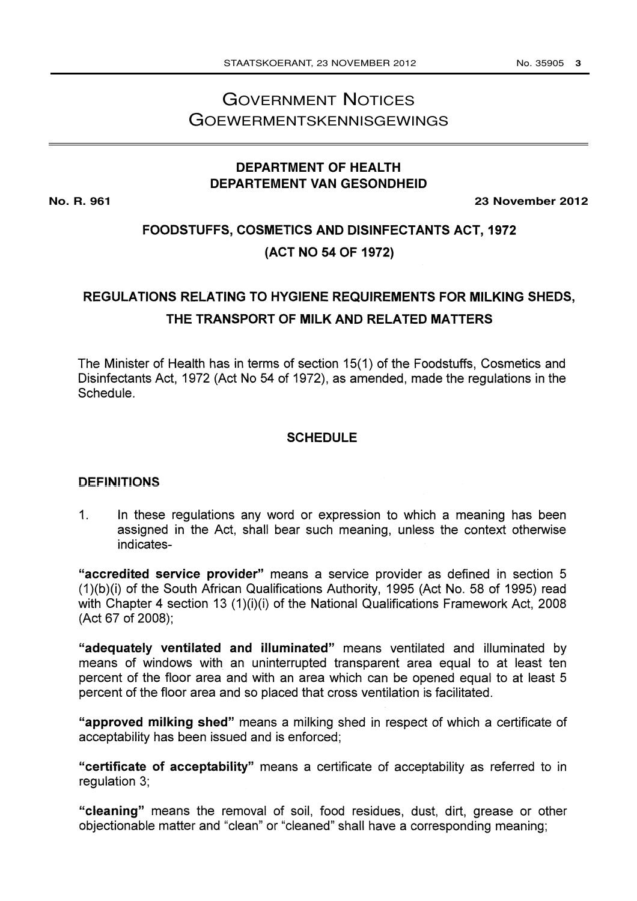# GOVERNMENT NOTICES
# GOEWERMENTSKENNISGEWINGS

## DEPARTMENT OF HEALTH
## DEPARTEMENT VAN GESONDHEID

**No. R. 961** **23 November 2012**

## FOODSTUFFS, COSMETICS AND DISINFECTANTS ACT, 1972
## (ACT NO 54 OF 1972)

## REGULATIONS RELATING TO HYGIENE REQUIREMENTS FOR MILKING SHEDS, THE TRANSPORT OF MILK AND RELATED MATTERS

The Minister of Health has in terms of section 15(1) of the Foodstuffs, Cosmetics and Disinfectants Act, 1972 (Act No 54 of 1972), as amended, made the regulations in the Schedule.

### SCHEDULE

#### DEFINITIONS

1. In these regulations any word or expression to which a meaning has been assigned in the Act, shall bear such meaning, unless the context otherwise indicates-

**"accredited service provider"** means a service provider as defined in section 5 (1)(b)(i) of the South African Qualifications Authority, 1995 (Act No. 58 of 1995) read with Chapter 4 section 13 (1)(i)(i) of the National Qualifications Framework Act, 2008 (Act 67 of 2008);

**"adequately ventilated and illuminated"** means ventilated and illuminated by means of windows with an uninterrupted transparent area equal to at least ten percent of the floor area and with an area which can be opened equal to at least 5 percent of the floor area and so placed that cross ventilation is facilitated.

**"approved milking shed"** means a milking shed in respect of which a certificate of acceptability has been issued and is enforced;

**"certificate of acceptability"** means a certificate of acceptability as referred to in regulation 3;

**"cleaning"** means the removal of soil, food residues, dust, dirt, grease or other objectionable matter and "clean" or "cleaned" shall have a corresponding meaning;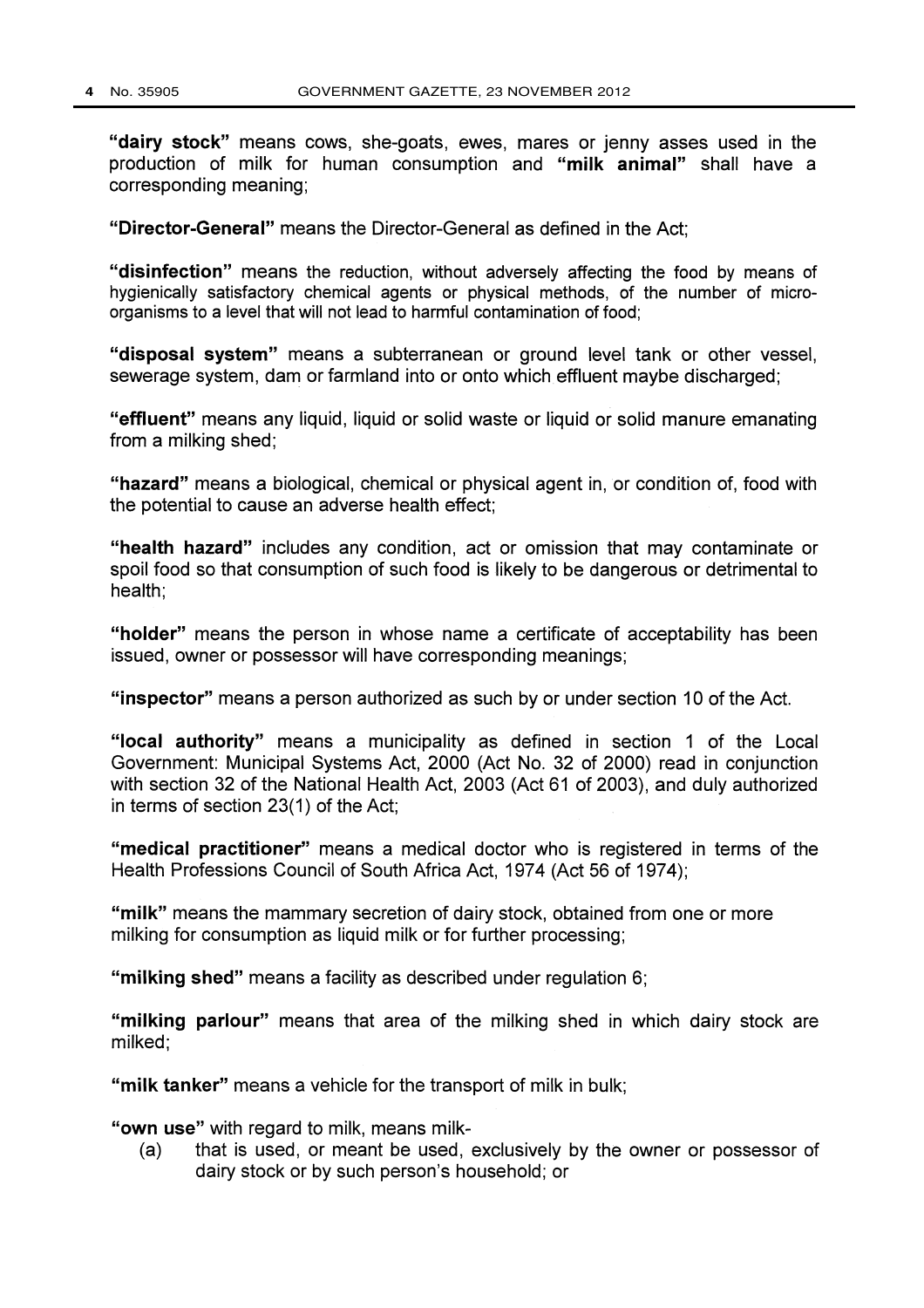**"dairy stock"** means cows, she-goats, ewes, mares or jenny asses used in the production of milk for human consumption and **"milk animal"** shall have a corresponding meaning;

**"Director-General"** means the Director-General as defined in the Act;

**"disinfection"** means the reduction, without adversely affecting the food by means of hygienically satisfactory chemical agents or physical methods, of the number of micro-organisms to a level that will not lead to harmful contamination of food;

**"disposal system"** means a subterranean or ground level tank or other vessel, sewerage system, dam or farmland into or onto which effluent maybe discharged;

**"effluent"** means any liquid, liquid or solid waste or liquid or solid manure emanating from a milking shed;

**"hazard"** means a biological, chemical or physical agent in, or condition of, food with the potential to cause an adverse health effect;

**"health hazard"** includes any condition, act or omission that may contaminate or spoil food so that consumption of such food is likely to be dangerous or detrimental to health;

**"holder"** means the person in whose name a certificate of acceptability has been issued, owner or possessor will have corresponding meanings;

**"inspector"** means a person authorized as such by or under section 10 of the Act.

**"local authority"** means a municipality as defined in section 1 of the Local Government: Municipal Systems Act, 2000 (Act No. 32 of 2000) read in conjunction with section 32 of the National Health Act, 2003 (Act 61 of 2003), and duly authorized in terms of section 23(1) of the Act;

**"medical practitioner"** means a medical doctor who is registered in terms of the Health Professions Council of South Africa Act, 1974 (Act 56 of 1974);

**"milk"** means the mammary secretion of dairy stock, obtained from one or more milking for consumption as liquid milk or for further processing;

**"milking shed"** means a facility as described under regulation 6;

**"milking parlour"** means that area of the milking shed in which dairy stock are milked;

**"milk tanker"** means a vehicle for the transport of milk in bulk;

**"own use"** with regard to milk, means milk-

(a) that is used, or meant be used, exclusively by the owner or possessor of dairy stock or by such person's household; or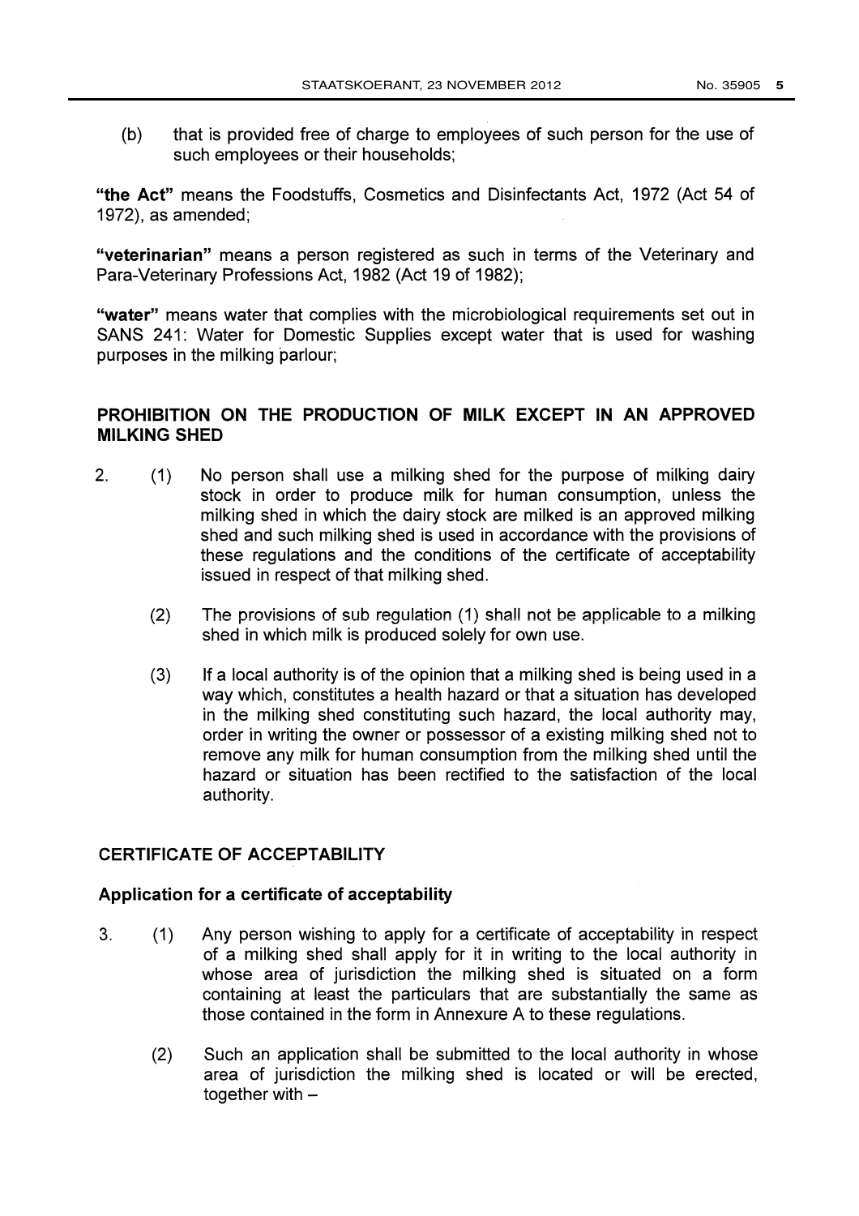(b) that is provided free of charge to employees of such person for the use of such employees or their households;

**"the Act"** means the Foodstuffs, Cosmetics and Disinfectants Act, 1972 (Act 54 of 1972), as amended;

**"veterinarian"** means a person registered as such in terms of the Veterinary and Para-Veterinary Professions Act, 1982 (Act 19 of 1982);

**"water"** means water that complies with the microbiological requirements set out in SANS 241: Water for Domestic Supplies except water that is used for washing purposes in the milking parlour;

## PROHIBITION ON THE PRODUCTION OF MILK EXCEPT IN AN APPROVED MILKING SHED

2. (1) No person shall use a milking shed for the purpose of milking dairy stock in order to produce milk for human consumption, unless the milking shed in which the dairy stock are milked is an approved milking shed and such milking shed is used in accordance with the provisions of these regulations and the conditions of the certificate of acceptability issued in respect of that milking shed.

   (2) The provisions of sub regulation (1) shall not be applicable to a milking shed in which milk is produced solely for own use.

   (3) If a local authority is of the opinion that a milking shed is being used in a way which, constitutes a health hazard or that a situation has developed in the milking shed constituting such hazard, the local authority may, order in writing the owner or possessor of a existing milking shed not to remove any milk for human consumption from the milking shed until the hazard or situation has been rectified to the satisfaction of the local authority.

## CERTIFICATE OF ACCEPTABILITY

### Application for a certificate of acceptability

3. (1) Any person wishing to apply for a certificate of acceptability in respect of a milking shed shall apply for it in writing to the local authority in whose area of jurisdiction the milking shed is situated on a form containing at least the particulars that are substantially the same as those contained in the form in Annexure A to these regulations.

   (2) Such an application shall be submitted to the local authority in whose area of jurisdiction the milking shed is located or will be erected, together with –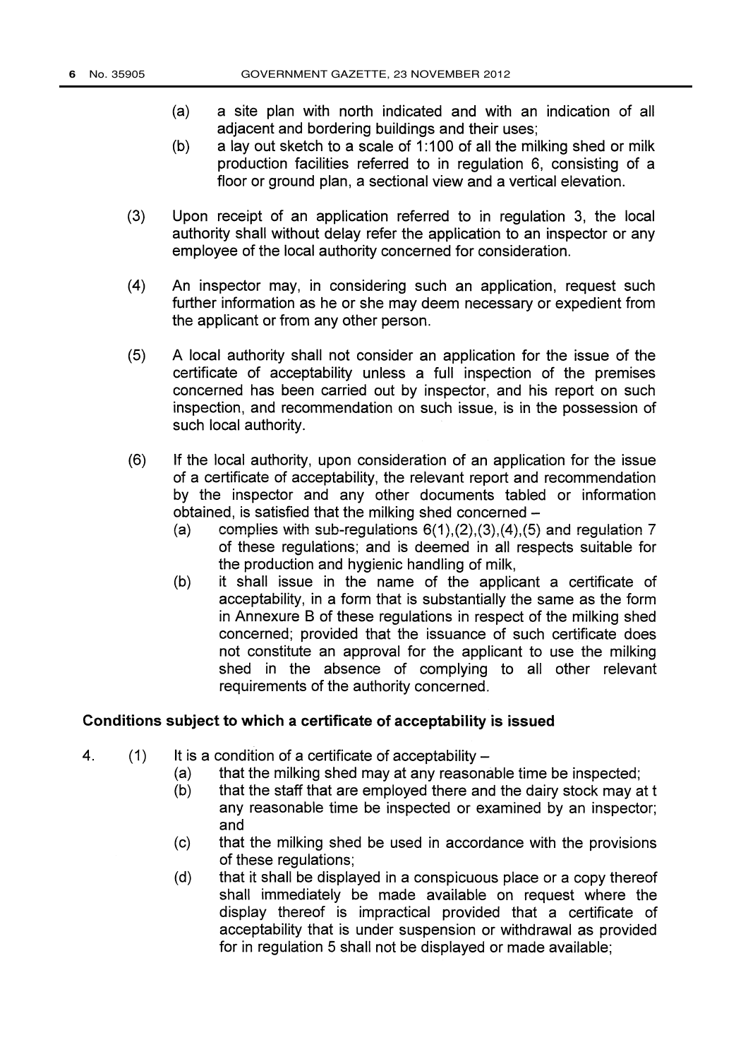(a) a site plan with north indicated and with an indication of all adjacent and bordering buildings and their uses;

(b) a lay out sketch to a scale of 1:100 of all the milking shed or milk production facilities referred to in regulation 6, consisting of a floor or ground plan, a sectional view and a vertical elevation.

(3) Upon receipt of an application referred to in regulation 3, the local authority shall without delay refer the application to an inspector or any employee of the local authority concerned for consideration.

(4) An inspector may, in considering such an application, request such further information as he or she may deem necessary or expedient from the applicant or from any other person.

(5) A local authority shall not consider an application for the issue of the certificate of acceptability unless a full inspection of the premises concerned has been carried out by inspector, and his report on such inspection, and recommendation on such issue, is in the possession of such local authority.

(6) If the local authority, upon consideration of an application for the issue of a certificate of acceptability, the relevant report and recommendation by the inspector and any other documents tabled or information obtained, is satisfied that the milking shed concerned –

(a) complies with sub-regulations 6(1),(2),(3),(4),(5) and regulation 7 of these regulations; and is deemed in all respects suitable for the production and hygienic handling of milk,

(b) it shall issue in the name of the applicant a certificate of acceptability, in a form that is substantially the same as the form in Annexure B of these regulations in respect of the milking shed concerned; provided that the issuance of such certificate does not constitute an approval for the applicant to use the milking shed in the absence of complying to all other relevant requirements of the authority concerned.

**Conditions subject to which a certificate of acceptability is issued**

4. (1) It is a condition of a certificate of acceptability –

(a) that the milking shed may at any reasonable time be inspected;

(b) that the staff that are employed there and the dairy stock may at t any reasonable time be inspected or examined by an inspector; and

(c) that the milking shed be used in accordance with the provisions of these regulations;

(d) that it shall be displayed in a conspicuous place or a copy thereof shall immediately be made available on request where the display thereof is impractical provided that a certificate of acceptability that is under suspension or withdrawal as provided for in regulation 5 shall not be displayed or made available;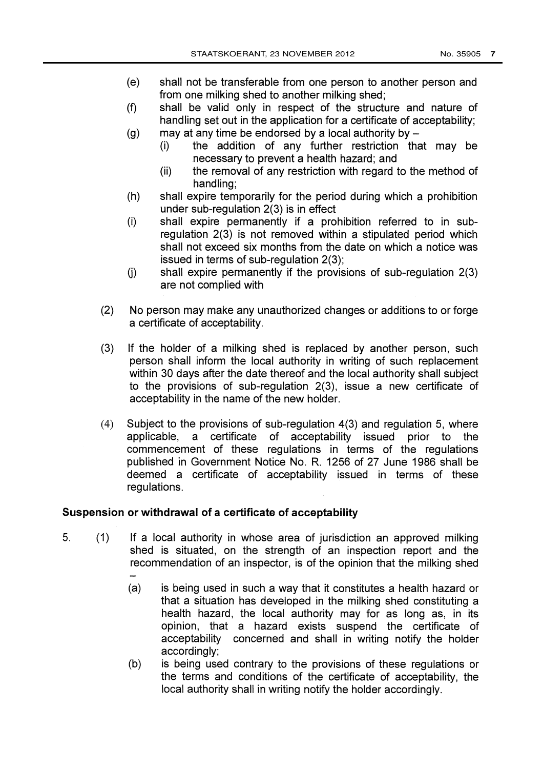(e) shall not be transferable from one person to another person and from one milking shed to another milking shed;

(f) shall be valid only in respect of the structure and nature of handling set out in the application for a certificate of acceptability;

(g) may at any time be endorsed by a local authority by –

  (i) the addition of any further restriction that may be necessary to prevent a health hazard; and

  (ii) the removal of any restriction with regard to the method of handling;

(h) shall expire temporarily for the period during which a prohibition under sub-regulation 2(3) is in effect

(i) shall expire permanently if a prohibition referred to in sub-regulation 2(3) is not removed within a stipulated period which shall not exceed six months from the date on which a notice was issued in terms of sub-regulation 2(3);

(j) shall expire permanently if the provisions of sub-regulation 2(3) are not complied with

(2) No person may make any unauthorized changes or additions to or forge a certificate of acceptability.

(3) If the holder of a milking shed is replaced by another person, such person shall inform the local authority in writing of such replacement within 30 days after the date thereof and the local authority shall subject to the provisions of sub-regulation 2(3), issue a new certificate of acceptability in the name of the new holder.

(4) Subject to the provisions of sub-regulation 4(3) and regulation 5, where applicable, a certificate of acceptability issued prior to the commencement of these regulations in terms of the regulations published in Government Notice No. R. 1256 of 27 June 1986 shall be deemed a certificate of acceptability issued in terms of these regulations.

**Suspension or withdrawal of a certificate of acceptability**

5. (1) If a local authority in whose area of jurisdiction an approved milking shed is situated, on the strength of an inspection report and the recommendation of an inspector, is of the opinion that the milking shed –

(a) is being used in such a way that it constitutes a health hazard or that a situation has developed in the milking shed constituting a health hazard, the local authority may for as long as, in its opinion, that a hazard exists suspend the certificate of acceptability concerned and shall in writing notify the holder accordingly;

(b) is being used contrary to the provisions of these regulations or the terms and conditions of the certificate of acceptability, the local authority shall in writing notify the holder accordingly.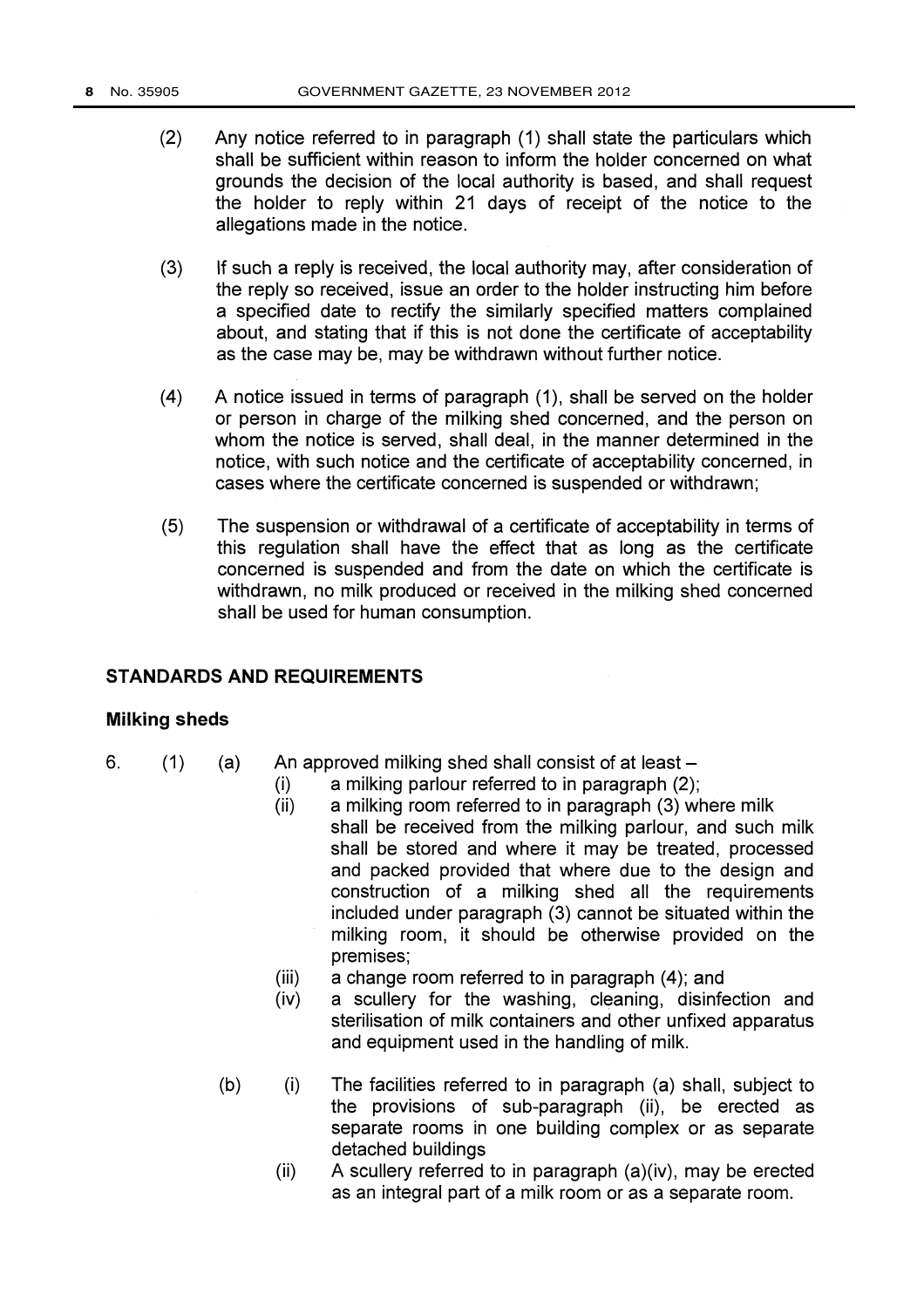(2) Any notice referred to in paragraph (1) shall state the particulars which shall be sufficient within reason to inform the holder concerned on what grounds the decision of the local authority is based, and shall request the holder to reply within 21 days of receipt of the notice to the allegations made in the notice.

(3) If such a reply is received, the local authority may, after consideration of the reply so received, issue an order to the holder instructing him before a specified date to rectify the similarly specified matters complained about, and stating that if this is not done the certificate of acceptability as the case may be, may be withdrawn without further notice.

(4) A notice issued in terms of paragraph (1), shall be served on the holder or person in charge of the milking shed concerned, and the person on whom the notice is served, shall deal, in the manner determined in the notice, with such notice and the certificate of acceptability concerned, in cases where the certificate concerned is suspended or withdrawn;

(5) The suspension or withdrawal of a certificate of acceptability in terms of this regulation shall have the effect that as long as the certificate concerned is suspended and from the date on which the certificate is withdrawn, no milk produced or received in the milking shed concerned shall be used for human consumption.

## STANDARDS AND REQUIREMENTS

### Milking sheds

6. (1) (a) An approved milking shed shall consist of at least –

   (i) a milking parlour referred to in paragraph (2);

   (ii) a milking room referred to in paragraph (3) where milk shall be received from the milking parlour, and such milk shall be stored and where it may be treated, processed and packed provided that where due to the design and construction of a milking shed all the requirements included under paragraph (3) cannot be situated within the milking room, it should be otherwise provided on the premises;

   (iii) a change room referred to in paragraph (4); and

   (iv) a scullery for the washing, cleaning, disinfection and sterilisation of milk containers and other unfixed apparatus and equipment used in the handling of milk.

(b) (i) The facilities referred to in paragraph (a) shall, subject to the provisions of sub-paragraph (ii), be erected as separate rooms in one building complex or as separate detached buildings

   (ii) A scullery referred to in paragraph (a)(iv), may be erected as an integral part of a milk room or as a separate room.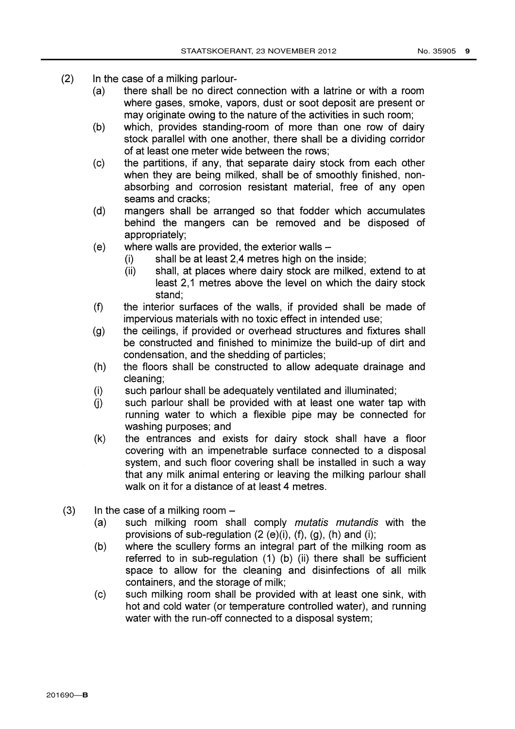(2) In the case of a milking parlour-

   (a) there shall be no direct connection with a latrine or with a room where gases, smoke, vapors, dust or soot deposit are present or may originate owing to the nature of the activities in such room;

   (b) which, provides standing-room of more than one row of dairy stock parallel with one another, there shall be a dividing corridor of at least one meter wide between the rows;

   (c) the partitions, if any, that separate dairy stock from each other when they are being milked, shall be of smoothly finished, non-absorbing and corrosion resistant material, free of any open seams and cracks;

   (d) mangers shall be arranged so that fodder which accumulates behind the mangers can be removed and be disposed of appropriately;

   (e) where walls are provided, the exterior walls –

      (i) shall be at least 2,4 metres high on the inside;

      (ii) shall, at places where dairy stock are milked, extend to at least 2,1 metres above the level on which the dairy stock stand;

   (f) the interior surfaces of the walls, if provided shall be made of impervious materials with no toxic effect in intended use;

   (g) the ceilings, if provided or overhead structures and fixtures shall be constructed and finished to minimize the build-up of dirt and condensation, and the shedding of particles;

   (h) the floors shall be constructed to allow adequate drainage and cleaning;

   (i) such parlour shall be adequately ventilated and illuminated;

   (j) such parlour shall be provided with at least one water tap with running water to which a flexible pipe may be connected for washing purposes; and

   (k) the entrances and exists for dairy stock shall have a floor covering with an impenetrable surface connected to a disposal system, and such floor covering shall be installed in such a way that any milk animal entering or leaving the milking parlour shall walk on it for a distance of at least 4 metres.

(3) In the case of a milking room –

   (a) such milking room shall comply *mutatis mutandis* with the provisions of sub-regulation (2 (e)(i), (f), (g), (h) and (i);

   (b) where the scullery forms an integral part of the milking room as referred to in sub-regulation (1) (b) (ii) there shall be sufficient space to allow for the cleaning and disinfections of all milk containers, and the storage of milk;

   (c) such milking room shall be provided with at least one sink, with hot and cold water (or temperature controlled water), and running water with the run-off connected to a disposal system;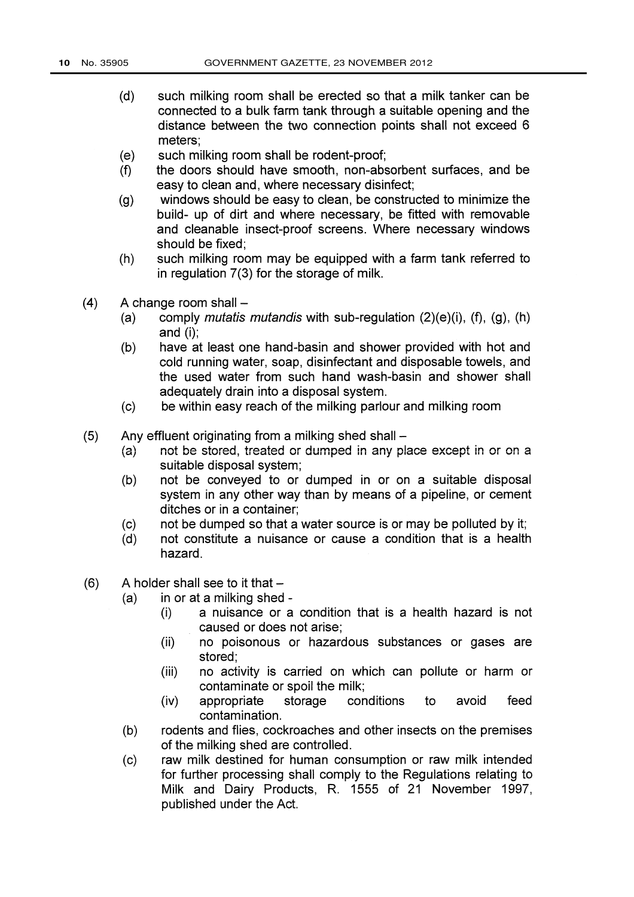(d) such milking room shall be erected so that a milk tanker can be connected to a bulk farm tank through a suitable opening and the distance between the two connection points shall not exceed 6 meters;

(e) such milking room shall be rodent-proof;

(f) the doors should have smooth, non-absorbent surfaces, and be easy to clean and, where necessary disinfect;

(g) windows should be easy to clean, be constructed to minimize the build- up of dirt and where necessary, be fitted with removable and cleanable insect-proof screens. Where necessary windows should be fixed;

(h) such milking room may be equipped with a farm tank referred to in regulation 7(3) for the storage of milk.

(4) A change room shall –

(a) comply *mutatis mutandis* with sub-regulation (2)(e)(i), (f), (g), (h) and (i);

(b) have at least one hand-basin and shower provided with hot and cold running water, soap, disinfectant and disposable towels, and the used water from such hand wash-basin and shower shall adequately drain into a disposal system.

(c) be within easy reach of the milking parlour and milking room

(5) Any effluent originating from a milking shed shall –

(a) not be stored, treated or dumped in any place except in or on a suitable disposal system;

(b) not be conveyed to or dumped in or on a suitable disposal system in any other way than by means of a pipeline, or cement ditches or in a container;

(c) not be dumped so that a water source is or may be polluted by it;

(d) not constitute a nuisance or cause a condition that is a health hazard.

(6) A holder shall see to it that –

(a) in or at a milking shed -

(i) a nuisance or a condition that is a health hazard is not caused or does not arise;

(ii) no poisonous or hazardous substances or gases are stored;

(iii) no activity is carried on which can pollute or harm or contaminate or spoil the milk;

(iv) appropriate storage conditions to avoid feed contamination.

(b) rodents and flies, cockroaches and other insects on the premises of the milking shed are controlled.

(c) raw milk destined for human consumption or raw milk intended for further processing shall comply to the Regulations relating to Milk and Dairy Products, R. 1555 of 21 November 1997, published under the Act.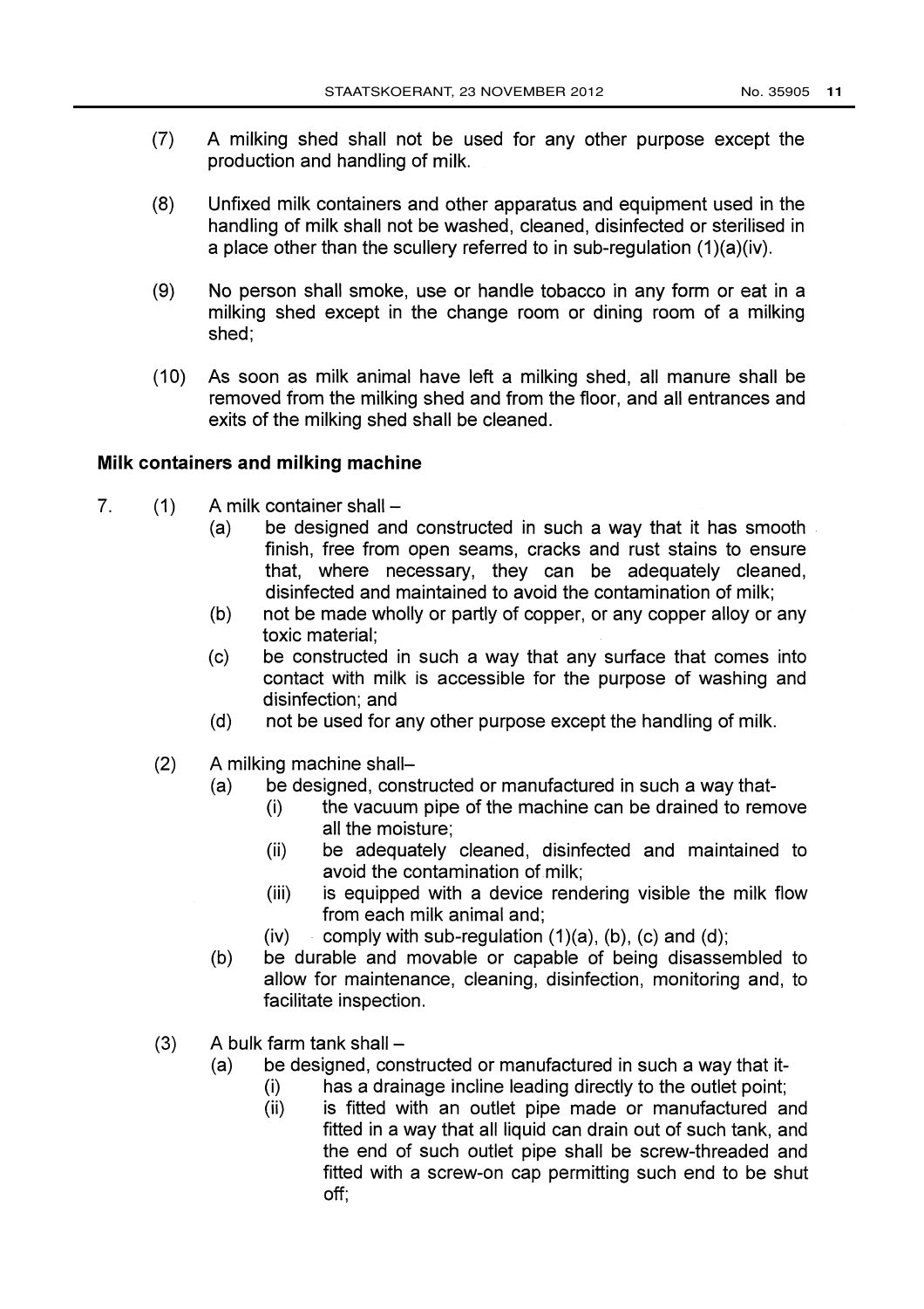(7) A milking shed shall not be used for any other purpose except the production and handling of milk.

(8) Unfixed milk containers and other apparatus and equipment used in the handling of milk shall not be washed, cleaned, disinfected or sterilised in a place other than the scullery referred to in sub-regulation (1)(a)(iv).

(9) No person shall smoke, use or handle tobacco in any form or eat in a milking shed except in the change room or dining room of a milking shed;

(10) As soon as milk animal have left a milking shed, all manure shall be removed from the milking shed and from the floor, and all entrances and exits of the milking shed shall be cleaned.

**Milk containers and milking machine**

7. (1) A milk container shall –
   - (a) be designed and constructed in such a way that it has smooth finish, free from open seams, cracks and rust stains to ensure that, where necessary, they can be adequately cleaned, disinfected and maintained to avoid the contamination of milk;
   - (b) not be made wholly or partly of copper, or any copper alloy or any toxic material;
   - (c) be constructed in such a way that any surface that comes into contact with milk is accessible for the purpose of washing and disinfection; and
   - (d) not be used for any other purpose except the handling of milk.

   (2) A milking machine shall–
   - (a) be designed, constructed or manufactured in such a way that-
     - (i) the vacuum pipe of the machine can be drained to remove all the moisture;
     - (ii) be adequately cleaned, disinfected and maintained to avoid the contamination of milk;
     - (iii) is equipped with a device rendering visible the milk flow from each milk animal and;
     - (iv) comply with sub-regulation (1)(a), (b), (c) and (d);
   - (b) be durable and movable or capable of being disassembled to allow for maintenance, cleaning, disinfection, monitoring and, to facilitate inspection.

   (3) A bulk farm tank shall –
   - (a) be designed, constructed or manufactured in such a way that it-
     - (i) has a drainage incline leading directly to the outlet point;
     - (ii) is fitted with an outlet pipe made or manufactured and fitted in a way that all liquid can drain out of such tank, and the end of such outlet pipe shall be screw-threaded and fitted with a screw-on cap permitting such end to be shut off;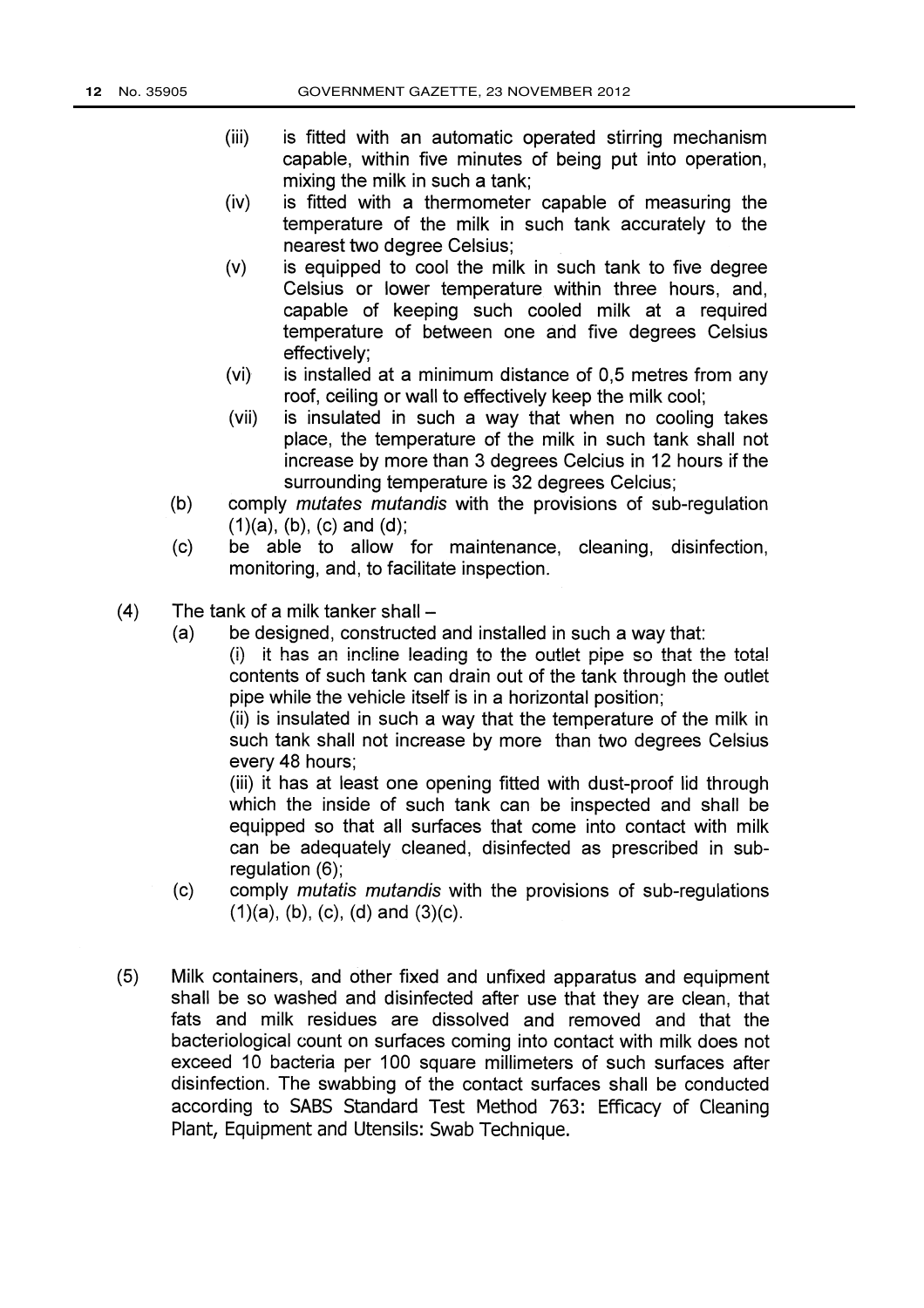(iii) is fitted with an automatic operated stirring mechanism capable, within five minutes of being put into operation, mixing the milk in such a tank;

(iv) is fitted with a thermometer capable of measuring the temperature of the milk in such tank accurately to the nearest two degree Celsius;

(v) is equipped to cool the milk in such tank to five degree Celsius or lower temperature within three hours, and, capable of keeping such cooled milk at a required temperature of between one and five degrees Celsius effectively;

(vi) is installed at a minimum distance of 0,5 metres from any roof, ceiling or wall to effectively keep the milk cool;

(vii) is insulated in such a way that when no cooling takes place, the temperature of the milk in such tank shall not increase by more than 3 degrees Celcius in 12 hours if the surrounding temperature is 32 degrees Celcius;

(b) comply *mutates mutandis* with the provisions of sub-regulation (1)(a), (b), (c) and (d);

(c) be able to allow for maintenance, cleaning, disinfection, monitoring, and, to facilitate inspection.

(4) The tank of a milk tanker shall –

(a) be designed, constructed and installed in such a way that:

(i) it has an incline leading to the outlet pipe so that the total contents of such tank can drain out of the tank through the outlet pipe while the vehicle itself is in a horizontal position;

(ii) is insulated in such a way that the temperature of the milk in such tank shall not increase by more than two degrees Celsius every 48 hours;

(iii) it has at least one opening fitted with dust-proof lid through which the inside of such tank can be inspected and shall be equipped so that all surfaces that come into contact with milk can be adequately cleaned, disinfected as prescribed in sub-regulation (6);

(c) comply *mutatis mutandis* with the provisions of sub-regulations (1)(a), (b), (c), (d) and (3)(c).

(5) Milk containers, and other fixed and unfixed apparatus and equipment shall be so washed and disinfected after use that they are clean, that fats and milk residues are dissolved and removed and that the bacteriological count on surfaces coming into contact with milk does not exceed 10 bacteria per 100 square millimeters of such surfaces after disinfection. The swabbing of the contact surfaces shall be conducted according to SABS Standard Test Method 763: Efficacy of Cleaning Plant, Equipment and Utensils: Swab Technique.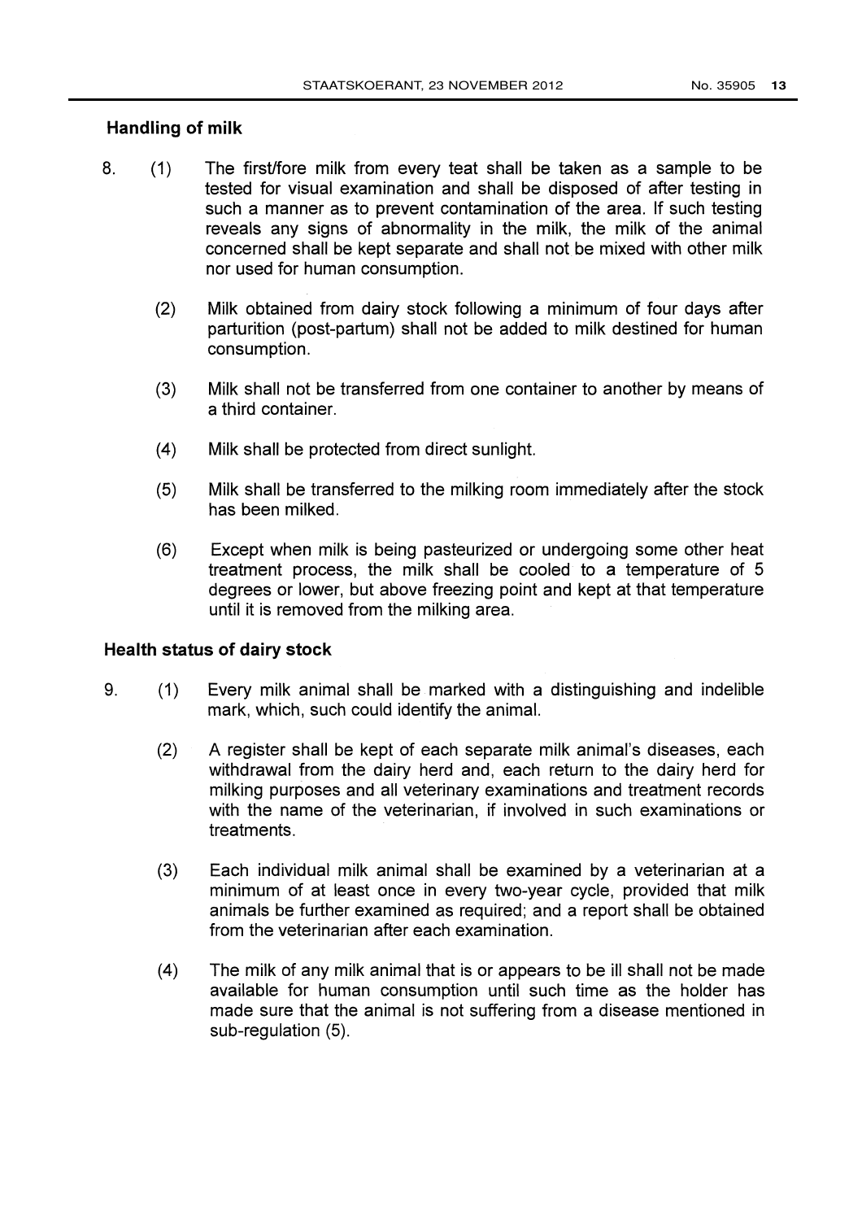## Handling of milk

8. (1) The first/fore milk from every teat shall be taken as a sample to be tested for visual examination and shall be disposed of after testing in such a manner as to prevent contamination of the area. If such testing reveals any signs of abnormality in the milk, the milk of the animal concerned shall be kept separate and shall not be mixed with other milk nor used for human consumption.

   (2) Milk obtained from dairy stock following a minimum of four days after parturition (post-partum) shall not be added to milk destined for human consumption.

   (3) Milk shall not be transferred from one container to another by means of a third container.

   (4) Milk shall be protected from direct sunlight.

   (5) Milk shall be transferred to the milking room immediately after the stock has been milked.

   (6) Except when milk is being pasteurized or undergoing some other heat treatment process, the milk shall be cooled to a temperature of 5 degrees or lower, but above freezing point and kept at that temperature until it is removed from the milking area.

## Health status of dairy stock

9. (1) Every milk animal shall be marked with a distinguishing and indelible mark, which, such could identify the animal.

   (2) A register shall be kept of each separate milk animal's diseases, each withdrawal from the dairy herd and, each return to the dairy herd for milking purposes and all veterinary examinations and treatment records with the name of the veterinarian, if involved in such examinations or treatments.

   (3) Each individual milk animal shall be examined by a veterinarian at a minimum of at least once in every two-year cycle, provided that milk animals be further examined as required; and a report shall be obtained from the veterinarian after each examination.

   (4) The milk of any milk animal that is or appears to be ill shall not be made available for human consumption until such time as the holder has made sure that the animal is not suffering from a disease mentioned in sub-regulation (5).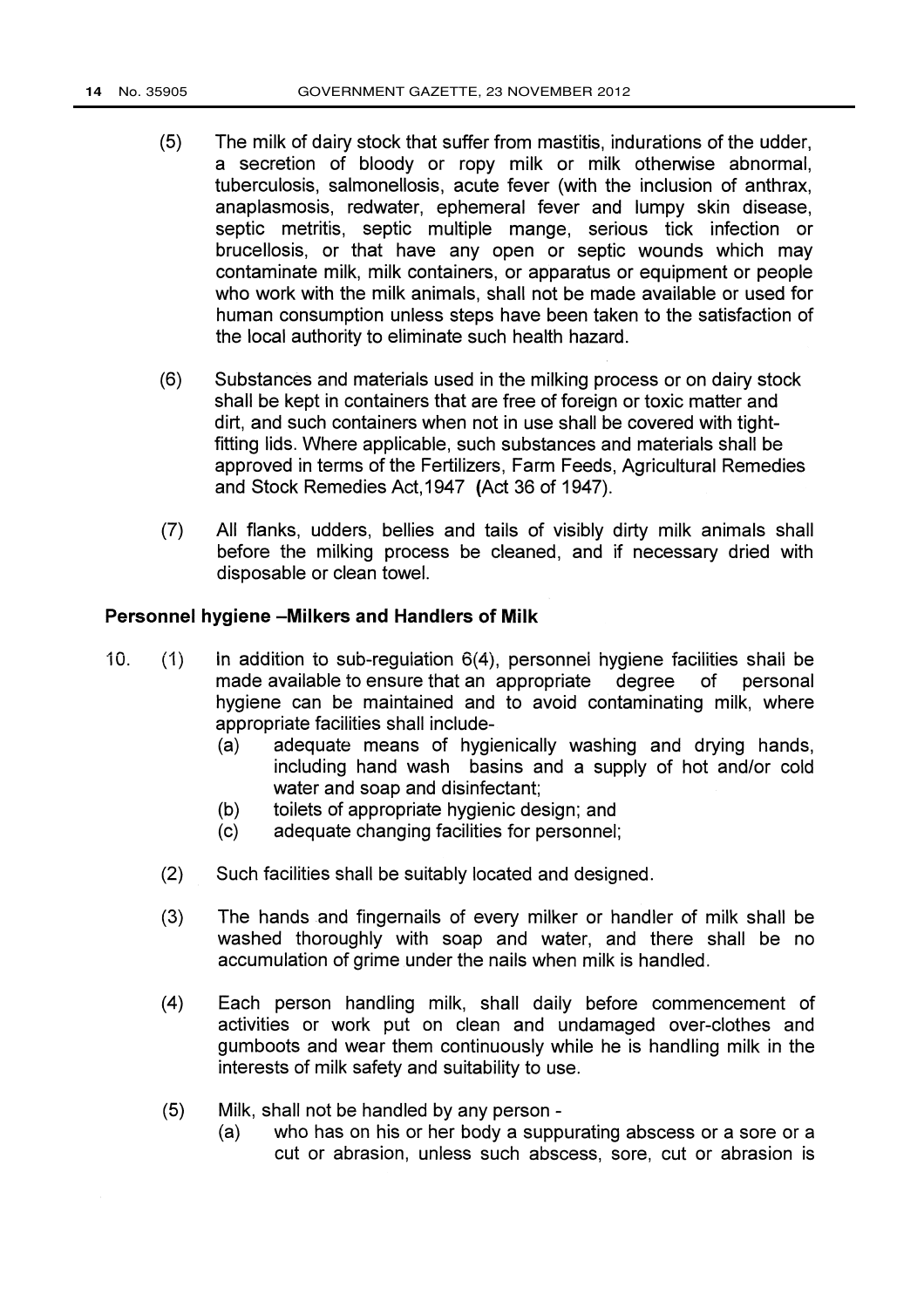(5) The milk of dairy stock that suffer from mastitis, indurations of the udder, a secretion of bloody or ropy milk or milk otherwise abnormal, tuberculosis, salmonellosis, acute fever (with the inclusion of anthrax, anaplasmosis, redwater, ephemeral fever and lumpy skin disease, septic metritis, septic multiple mange, serious tick infection or brucellosis, or that have any open or septic wounds which may contaminate milk, milk containers, or apparatus or equipment or people who work with the milk animals, shall not be made available or used for human consumption unless steps have been taken to the satisfaction of the local authority to eliminate such health hazard.

(6) Substances and materials used in the milking process or on dairy stock shall be kept in containers that are free of foreign or toxic matter and dirt, and such containers when not in use shall be covered with tight-fitting lids. Where applicable, such substances and materials shall be approved in terms of the Fertilizers, Farm Feeds, Agricultural Remedies and Stock Remedies Act,1947 (Act 36 of 1947).

(7) All flanks, udders, bellies and tails of visibly dirty milk animals shall before the milking process be cleaned, and if necessary dried with disposable or clean towel.

**Personnel hygiene –Milkers and Handlers of Milk**

10. (1) In addition to sub-regulation 6(4), personnel hygiene facilities shall be made available to ensure that an appropriate degree of personal hygiene can be maintained and to avoid contaminating milk, where appropriate facilities shall include-
   (a) adequate means of hygienically washing and drying hands, including hand wash basins and a supply of hot and/or cold water and soap and disinfectant;
   (b) toilets of appropriate hygienic design; and
   (c) adequate changing facilities for personnel;

(2) Such facilities shall be suitably located and designed.

(3) The hands and fingernails of every milker or handler of milk shall be washed thoroughly with soap and water, and there shall be no accumulation of grime under the nails when milk is handled.

(4) Each person handling milk, shall daily before commencement of activities or work put on clean and undamaged over-clothes and gumboots and wear them continuously while he is handling milk in the interests of milk safety and suitability to use.

(5) Milk, shall not be handled by any person -
   (a) who has on his or her body a suppurating abscess or a sore or a cut or abrasion, unless such abscess, sore, cut or abrasion is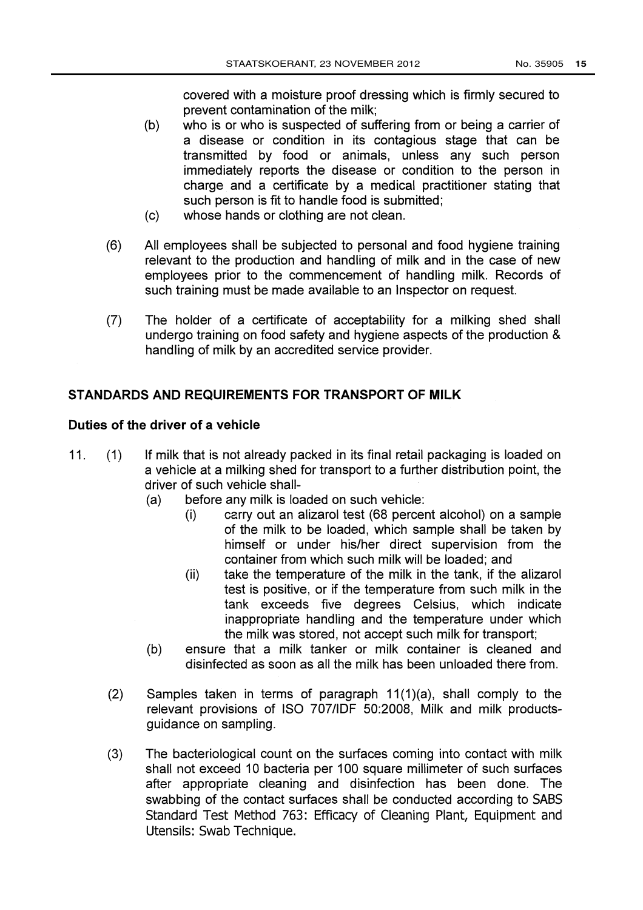covered with a moisture proof dressing which is firmly secured to prevent contamination of the milk;

(b) who is or who is suspected of suffering from or being a carrier of a disease or condition in its contagious stage that can be transmitted by food or animals, unless any such person immediately reports the disease or condition to the person in charge and a certificate by a medical practitioner stating that such person is fit to handle food is submitted;

(c) whose hands or clothing are not clean.

(6) All employees shall be subjected to personal and food hygiene training relevant to the production and handling of milk and in the case of new employees prior to the commencement of handling milk. Records of such training must be made available to an Inspector on request.

(7) The holder of a certificate of acceptability for a milking shed shall undergo training on food safety and hygiene aspects of the production & handling of milk by an accredited service provider.

## STANDARDS AND REQUIREMENTS FOR TRANSPORT OF MILK

### Duties of the driver of a vehicle

11. (1) If milk that is not already packed in its final retail packaging is loaded on a vehicle at a milking shed for transport to a further distribution point, the driver of such vehicle shall-

(a) before any milk is loaded on such vehicle:

(i) carry out an alizarol test (68 percent alcohol) on a sample of the milk to be loaded, which sample shall be taken by himself or under his/her direct supervision from the container from which such milk will be loaded; and

(ii) take the temperature of the milk in the tank, if the alizarol test is positive, or if the temperature from such milk in the tank exceeds five degrees Celsius, which indicate inappropriate handling and the temperature under which the milk was stored, not accept such milk for transport;

(b) ensure that a milk tanker or milk container is cleaned and disinfected as soon as all the milk has been unloaded there from.

(2) Samples taken in terms of paragraph 11(1)(a), shall comply to the relevant provisions of ISO 707/IDF 50:2008, Milk and milk products-guidance on sampling.

(3) The bacteriological count on the surfaces coming into contact with milk shall not exceed 10 bacteria per 100 square millimeter of such surfaces after appropriate cleaning and disinfection has been done. The swabbing of the contact surfaces shall be conducted according to SABS Standard Test Method 763: Efficacy of Cleaning Plant, Equipment and Utensils: Swab Technique.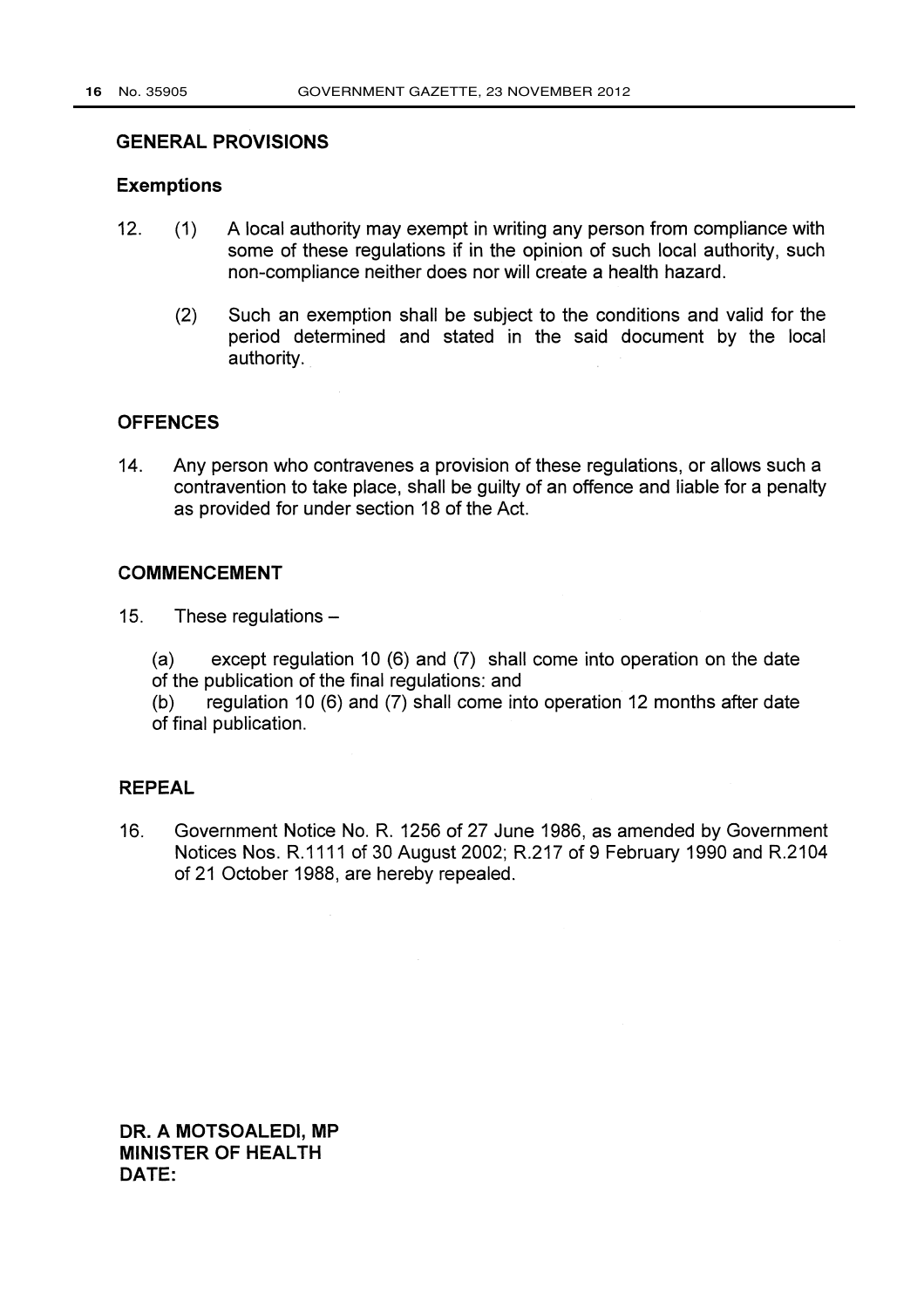## GENERAL PROVISIONS

### Exemptions

12. (1) A local authority may exempt in writing any person from compliance with some of these regulations if in the opinion of such local authority, such non-compliance neither does nor will create a health hazard.

    (2) Such an exemption shall be subject to the conditions and valid for the period determined and stated in the said document by the local authority.

## OFFENCES

14. Any person who contravenes a provision of these regulations, or allows such a contravention to take place, shall be guilty of an offence and liable for a penalty as provided for under section 18 of the Act.

## COMMENCEMENT

15. These regulations –

(a) except regulation 10 (6) and (7) shall come into operation on the date of the publication of the final regulations: and

(b) regulation 10 (6) and (7) shall come into operation 12 months after date of final publication.

## REPEAL

16. Government Notice No. R. 1256 of 27 June 1986, as amended by Government Notices Nos. R.1111 of 30 August 2002; R.217 of 9 February 1990 and R.2104 of 21 October 1988, are hereby repealed.

**DR. A MOTSOALEDI, MP**
**MINISTER OF HEALTH**
**DATE:**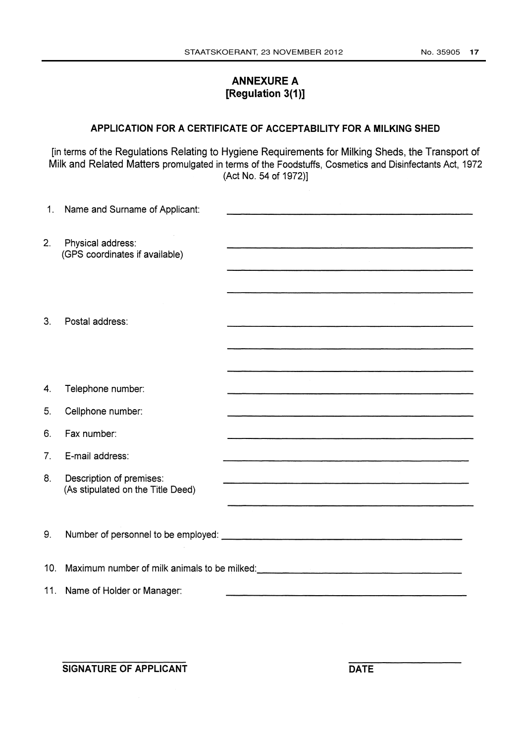# ANNEXURE A
## [Regulation 3(1)]

### APPLICATION FOR A CERTIFICATE OF ACCEPTABILITY FOR A MILKING SHED

[in terms of the Regulations Relating to Hygiene Requirements for Milking Sheds, the Transport of Milk and Related Matters promulgated in terms of the Foodstuffs, Cosmetics and Disinfectants Act, 1972 (Act No. 54 of 1972)]

1. Name and Surname of Applicant: ______________________________

2. Physical address: ______________________________
   (GPS coordinates if available)
   ______________________________
   ______________________________

3. Postal address: ______________________________
   ______________________________
   ______________________________

4. Telephone number: ______________________________

5. Cellphone number: ______________________________

6. Fax number: ______________________________

7. E-mail address: ______________________________

8. Description of premises: ______________________________
   (As stipulated on the Title Deed)
   ______________________________

9. Number of personnel to be employed: ______________________________

10. Maximum number of milk animals to be milked: ______________________________

11. Name of Holder or Manager: ______________________________

______________________________
**SIGNATURE OF APPLICANT**

______________________________
**DATE**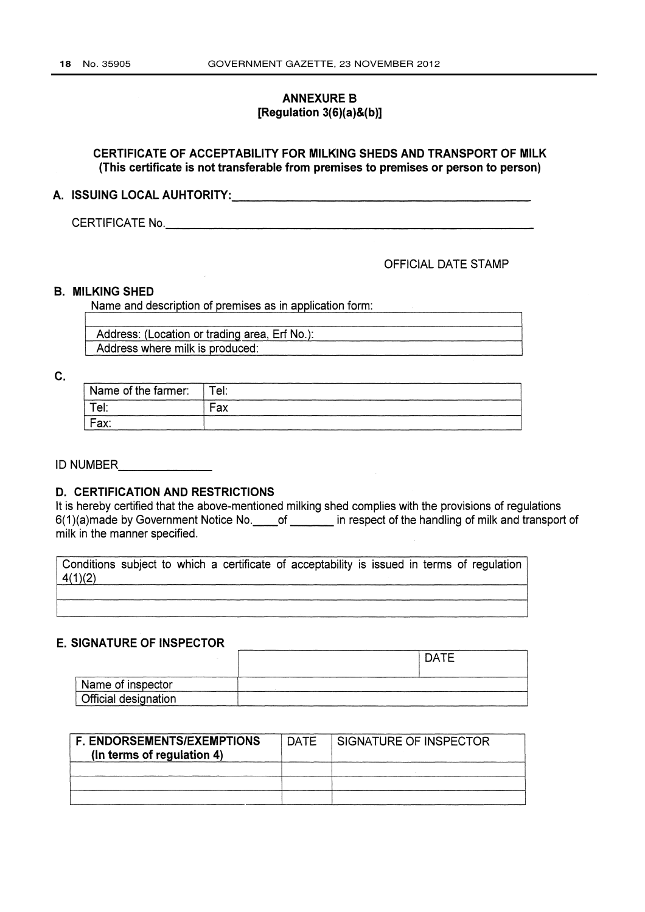## ANNEXURE B
## [Regulation 3(6)(a)&(b)]

### CERTIFICATE OF ACCEPTABILITY FOR MILKING SHEDS AND TRANSPORT OF MILK
**(This certificate is not transferable from premises to premises or person to person)**

**A. ISSUING LOCAL AUHTORITY:**\_\_\_\_\_\_\_\_\_\_\_\_\_\_\_\_\_\_\_\_\_\_\_\_\_\_\_\_\_\_\_\_\_\_\_\_\_\_\_\_\_\_\_\_

CERTIFICATE No.\_\_\_\_\_\_\_\_\_\_\_\_\_\_\_\_\_\_\_\_\_\_\_\_\_\_\_\_\_\_\_\_\_\_\_\_\_\_\_\_\_\_\_\_\_\_\_\_\_\_\_\_\_\_\_\_

OFFICIAL DATE STAMP

**B. MILKING SHED**

Name and description of premises as in application form:

| |
|---|
| |
| Address: (Location or trading area, Erf No.): |
| Address where milk is produced: |

**C.**

| | |
|---|---|
| Name of the farmer: | Tel: |
| Tel: | Fax |
| Fax: | |

ID NUMBER\_\_\_\_\_\_\_\_\_\_\_\_\_\_\_

**D. CERTIFICATION AND RESTRICTIONS**

It is hereby certified that the above-mentioned milking shed complies with the provisions of regulations 6(1)(a)made by Government Notice No.\_\_\_\_of \_\_\_\_\_\_\_ in respect of the handling of milk and transport of milk in the manner specified.

| |
|---|
| Conditions subject to which a certificate of acceptability is issued in terms of regulation 4(1)(2) |
| |
| |

**E. SIGNATURE OF INSPECTOR**

| | | |
|---|---|---|
| | | DATE |
| Name of inspector | | |
| Official designation | | |

| F. ENDORSEMENTS/EXEMPTIONS (In terms of regulation 4) | DATE | SIGNATURE OF INSPECTOR |
|---|---|---|
| | | |
| | | |
| | | |